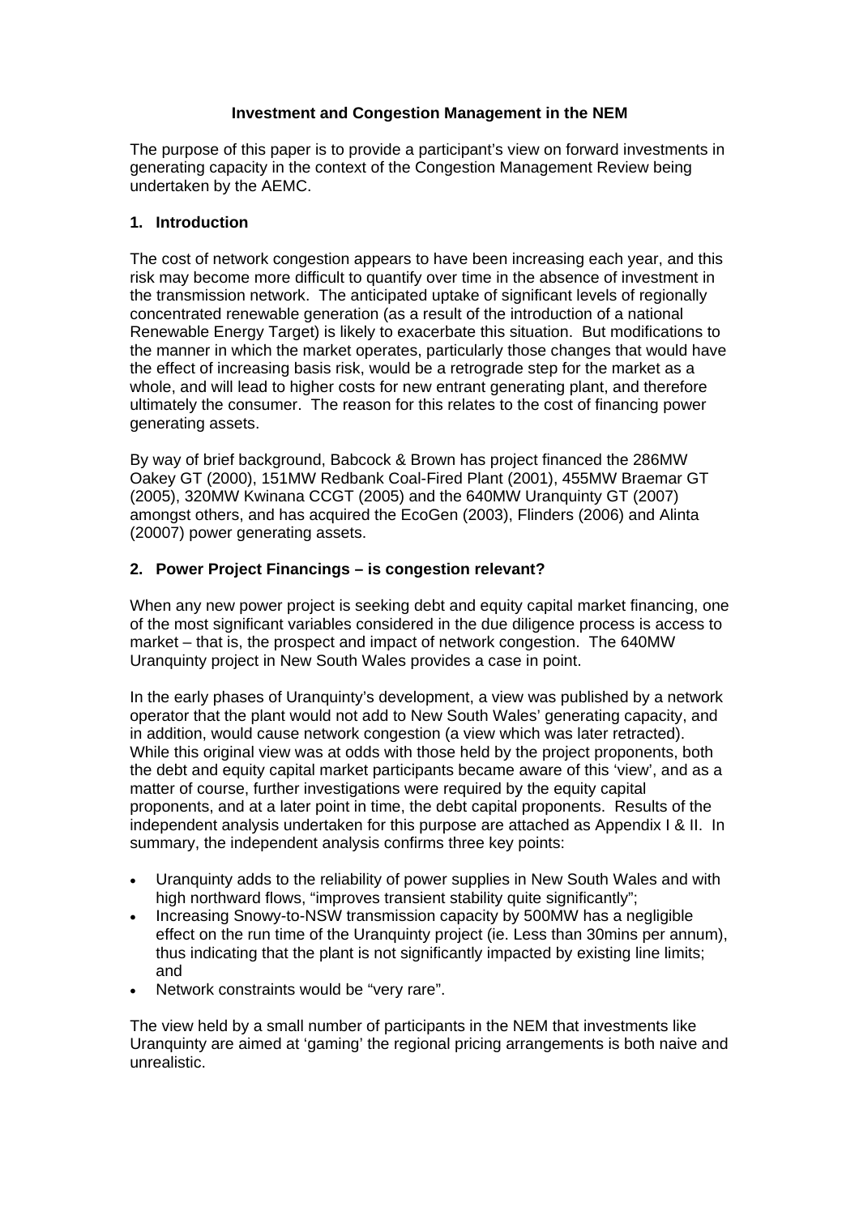# Investment and Congestion Management in the NEM

The purpose of this paper is to provide a participant's view on forward investments in generating capacity in the context of the Congestion Management Review being undertaken by the AEMC.

## 1. Introduction

The cost of network congestion appears to have been increasing each year, and this risk may become more difficult to quantify over time in the absence of investment in the transmission network. The anticipated uptake of significant levels of regionally concentrated renewable generation (as a result of the introduction of a national Renewable Energy Target) is likely to exacerbate this situation. But modifications to the manner in which the market operates, particularly those changes that would have the effect of increasing basis risk, would be a retrograde step for the market as a whole, and will lead to higher costs for new entrant generating plant, and therefore ultimately the consumer. The reason for this relates to the cost of financing power generating assets.

By way of brief background, Babcock & Brown has project financed the 286MW Oakey GT (2000), 151MW Redbank Coal-Fired Plant (2001), 455MW Braemar GT (2005), 320MW Kwinana CCGT (2005) and the 640MW Uranquinty GT (2007) amongst others, and has acquired the EcoGen (2003), Flinders (2006) and Alinta (20007) power generating assets.

## 2. Power Project Financings – is congestion relevant?

When any new power project is seeking debt and equity capital market financing, one of the most significant variables considered in the due diligence process is access to market – that is, the prospect and impact of network congestion. The 640MW Uranquinty project in New South Wales provides a case in point.

In the early phases of Uranquinty's development, a view was published by a network operator that the plant would not add to New South Wales' generating capacity, and in addition, would cause network congestion (a view which was later retracted). While this original view was at odds with those held by the project proponents, both the debt and equity capital market participants became aware of this 'view', and as a matter of course, further investigations were required by the equity capital proponents, and at a later point in time, the debt capital proponents. Results of the independent analysis undertaken for this purpose are attached as Appendix I & II. In summary, the independent analysis confirms three key points:

- Uranquinty adds to the reliability of power supplies in New South Wales and with high northward flows, "improves transient stability quite significantly";
- Increasing Snowy-to-NSW transmission capacity by 500MW has a negligible effect on the run time of the Uranquinty project (ie. Less than 30mins per annum), thus indicating that the plant is not significantly impacted by existing line limits; and
- Network constraints would be "very rare".

The view held by a small number of participants in the NEM that investments like Uranquinty are aimed at 'gaming' the regional pricing arrangements is both naive and unrealistic.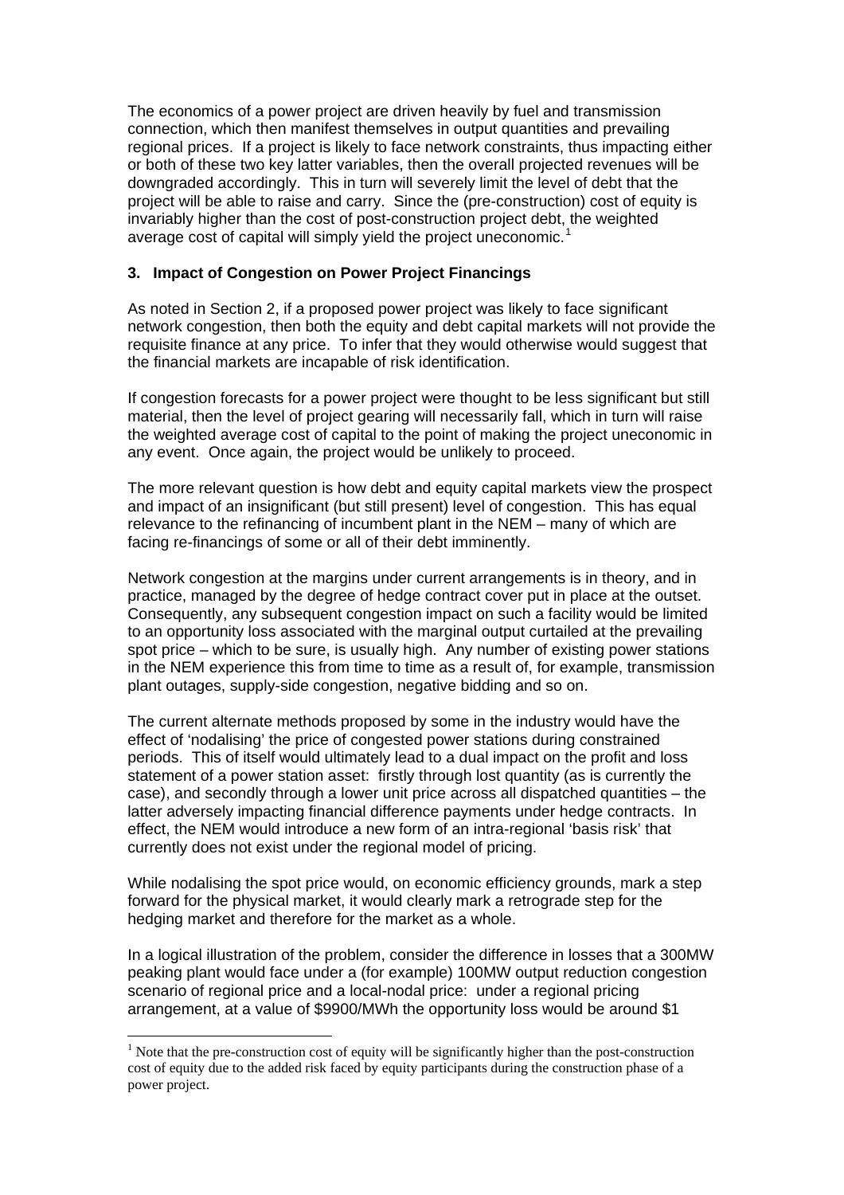The economics of a power project are driven heavily by fuel and transmission connection, which then manifest themselves in output quantities and prevailing regional prices. If a project is likely to face network constraints, thus impacting either or both of these two key latter variables, then the overall projected revenues will be downgraded accordingly. This in turn will severely limit the level of debt that the project will be able to raise and carry. Since the (pre-construction) cost of equity is invariably higher than the cost of post-construction project debt, the weighted average cost of capital will simply yield the project uneconomic.[1]

### 3. Impact of Congestion on Power Project Financings

As noted in Section 2, if a proposed power project was likely to face significant network congestion, then both the equity and debt capital markets will not provide the requisite finance at any price. To infer that they would otherwise would suggest that the financial markets are incapable of risk identification.

If congestion forecasts for a power project were thought to be less significant but still material, then the level of project gearing will necessarily fall, which in turn will raise the weighted average cost of capital to the point of making the project uneconomic in any event. Once again, the project would be unlikely to proceed.

The more relevant question is how debt and equity capital markets view the prospect and impact of an insignificant (but still present) level of congestion. This has equal relevance to the refinancing of incumbent plant in the NEM – many of which are facing re-financings of some or all of their debt imminently.

Network congestion at the margins under current arrangements is in theory, and in practice, managed by the degree of hedge contract cover put in place at the outset. Consequently, any subsequent congestion impact on such a facility would be limited to an opportunity loss associated with the marginal output curtailed at the prevailing spot price – which to be sure, is usually high. Any number of existing power stations in the NEM experience this from time to time as a result of, for example, transmission plant outages, supply-side congestion, negative bidding and so on.

The current alternate methods proposed by some in the industry would have the effect of 'nodalising' the price of congested power stations during constrained periods. This of itself would ultimately lead to a dual impact on the profit and loss statement of a power station asset: firstly through lost quantity (as is currently the case), and secondly through a lower unit price across all dispatched quantities – the latter adversely impacting financial difference payments under hedge contracts. In effect, the NEM would introduce a new form of an intra-regional 'basis risk' that currently does not exist under the regional model of pricing.

While nodalising the spot price would, on economic efficiency grounds, mark a step forward for the physical market, it would clearly mark a retrograde step for the hedging market and therefore for the market as a whole.

In a logical illustration of the problem, consider the difference in losses that a 300MW peaking plant would face under a (for example) 100MW output reduction congestion scenario of regional price and a local-nodal price: under a regional pricing arrangement, at a value of $9900/MWh the opportunity loss would be around $1

[1] Note that the pre-construction cost of equity will be significantly higher than the post-construction cost of equity due to the added risk faced by equity participants during the construction phase of a power project.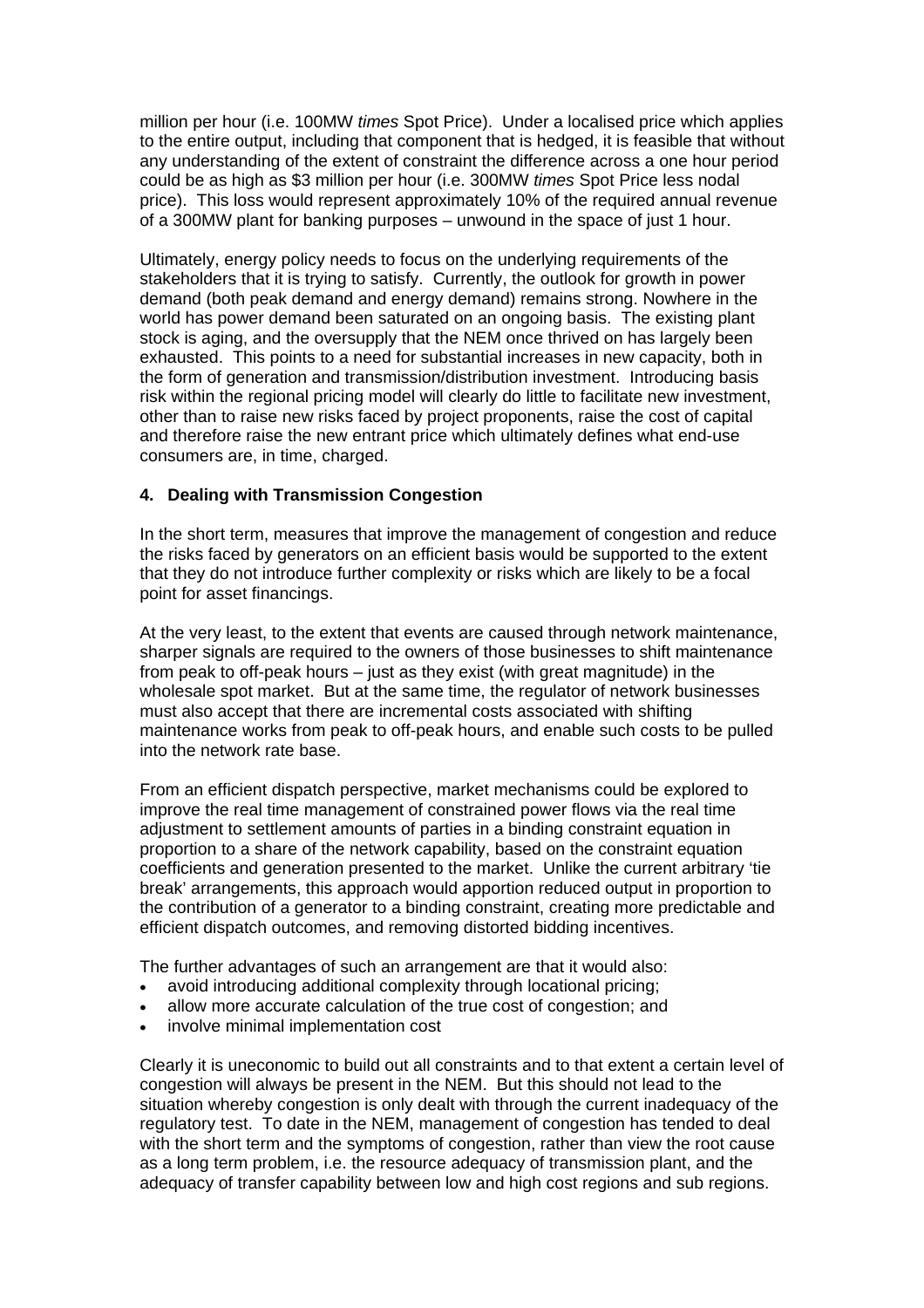million per hour (i.e. 100MW *times* Spot Price). Under a localised price which applies to the entire output, including that component that is hedged, it is feasible that without any understanding of the extent of constraint the difference across a one hour period could be as high as $3 million per hour (i.e. 300MW *times* Spot Price less nodal price). This loss would represent approximately 10% of the required annual revenue of a 300MW plant for banking purposes – unwound in the space of just 1 hour.

Ultimately, energy policy needs to focus on the underlying requirements of the stakeholders that it is trying to satisfy. Currently, the outlook for growth in power demand (both peak demand and energy demand) remains strong. Nowhere in the world has power demand been saturated on an ongoing basis. The existing plant stock is aging, and the oversupply that the NEM once thrived on has largely been exhausted. This points to a need for substantial increases in new capacity, both in the form of generation and transmission/distribution investment. Introducing basis risk within the regional pricing model will clearly do little to facilitate new investment, other than to raise new risks faced by project proponents, raise the cost of capital and therefore raise the new entrant price which ultimately defines what end-use consumers are, in time, charged.

## 4. Dealing with Transmission Congestion

In the short term, measures that improve the management of congestion and reduce the risks faced by generators on an efficient basis would be supported to the extent that they do not introduce further complexity or risks which are likely to be a focal point for asset financings.

At the very least, to the extent that events are caused through network maintenance, sharper signals are required to the owners of those businesses to shift maintenance from peak to off-peak hours – just as they exist (with great magnitude) in the wholesale spot market. But at the same time, the regulator of network businesses must also accept that there are incremental costs associated with shifting maintenance works from peak to off-peak hours, and enable such costs to be pulled into the network rate base.

From an efficient dispatch perspective, market mechanisms could be explored to improve the real time management of constrained power flows via the real time adjustment to settlement amounts of parties in a binding constraint equation in proportion to a share of the network capability, based on the constraint equation coefficients and generation presented to the market. Unlike the current arbitrary 'tie break' arrangements, this approach would apportion reduced output in proportion to the contribution of a generator to a binding constraint, creating more predictable and efficient dispatch outcomes, and removing distorted bidding incentives.

The further advantages of such an arrangement are that it would also:

- avoid introducing additional complexity through locational pricing;
- allow more accurate calculation of the true cost of congestion; and
- involve minimal implementation cost

Clearly it is uneconomic to build out all constraints and to that extent a certain level of congestion will always be present in the NEM. But this should not lead to the situation whereby congestion is only dealt with through the current inadequacy of the regulatory test. To date in the NEM, management of congestion has tended to deal with the short term and the symptoms of congestion, rather than view the root cause as a long term problem, i.e. the resource adequacy of transmission plant, and the adequacy of transfer capability between low and high cost regions and sub regions.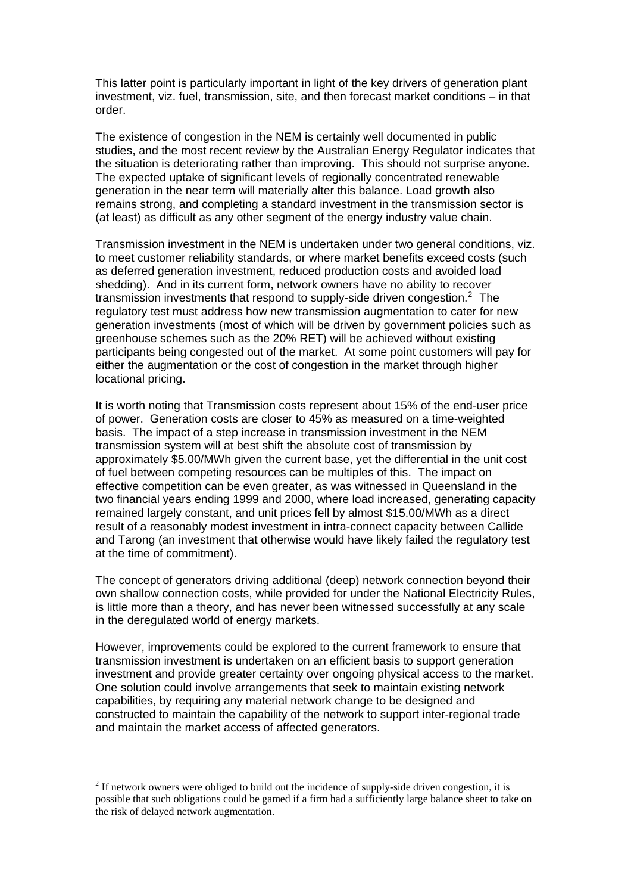This latter point is particularly important in light of the key drivers of generation plant investment, viz. fuel, transmission, site, and then forecast market conditions – in that order.

The existence of congestion in the NEM is certainly well documented in public studies, and the most recent review by the Australian Energy Regulator indicates that the situation is deteriorating rather than improving. This should not surprise anyone. The expected uptake of significant levels of regionally concentrated renewable generation in the near term will materially alter this balance. Load growth also remains strong, and completing a standard investment in the transmission sector is (at least) as difficult as any other segment of the energy industry value chain.

Transmission investment in the NEM is undertaken under two general conditions, viz. to meet customer reliability standards, or where market benefits exceed costs (such as deferred generation investment, reduced production costs and avoided load shedding). And in its current form, network owners have no ability to recover transmission investments that respond to supply-side driven congestion.[2] The regulatory test must address how new transmission augmentation to cater for new generation investments (most of which will be driven by government policies such as greenhouse schemes such as the 20% RET) will be achieved without existing participants being congested out of the market. At some point customers will pay for either the augmentation or the cost of congestion in the market through higher locational pricing.

It is worth noting that Transmission costs represent about 15% of the end-user price of power. Generation costs are closer to 45% as measured on a time-weighted basis. The impact of a step increase in transmission investment in the NEM transmission system will at best shift the absolute cost of transmission by approximately $5.00/MWh given the current base, yet the differential in the unit cost of fuel between competing resources can be multiples of this. The impact on effective competition can be even greater, as was witnessed in Queensland in the two financial years ending 1999 and 2000, where load increased, generating capacity remained largely constant, and unit prices fell by almost $15.00/MWh as a direct result of a reasonably modest investment in intra-connect capacity between Callide and Tarong (an investment that otherwise would have likely failed the regulatory test at the time of commitment).

The concept of generators driving additional (deep) network connection beyond their own shallow connection costs, while provided for under the National Electricity Rules, is little more than a theory, and has never been witnessed successfully at any scale in the deregulated world of energy markets.

However, improvements could be explored to the current framework to ensure that transmission investment is undertaken on an efficient basis to support generation investment and provide greater certainty over ongoing physical access to the market. One solution could involve arrangements that seek to maintain existing network capabilities, by requiring any material network change to be designed and constructed to maintain the capability of the network to support inter-regional trade and maintain the market access of affected generators.

---

[2] If network owners were obliged to build out the incidence of supply-side driven congestion, it is possible that such obligations could be gamed if a firm had a sufficiently large balance sheet to take on the risk of delayed network augmentation.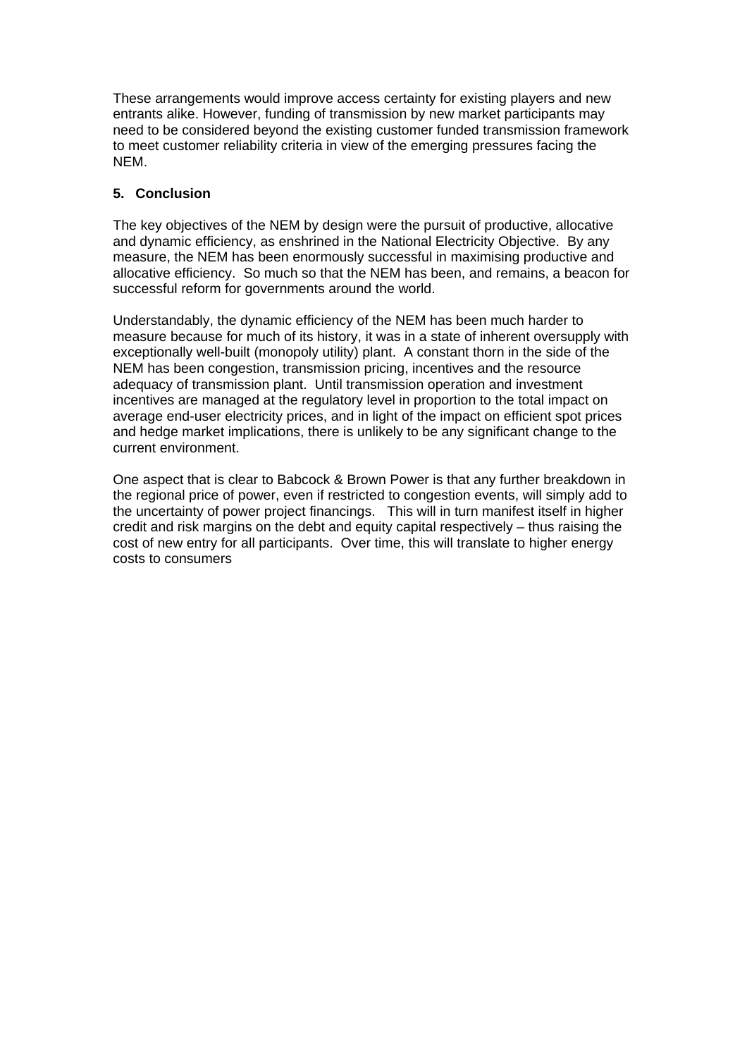These arrangements would improve access certainty for existing players and new entrants alike. However, funding of transmission by new market participants may need to be considered beyond the existing customer funded transmission framework to meet customer reliability criteria in view of the emerging pressures facing the NEM.

## 5. Conclusion

The key objectives of the NEM by design were the pursuit of productive, allocative and dynamic efficiency, as enshrined in the National Electricity Objective. By any measure, the NEM has been enormously successful in maximising productive and allocative efficiency. So much so that the NEM has been, and remains, a beacon for successful reform for governments around the world.

Understandably, the dynamic efficiency of the NEM has been much harder to measure because for much of its history, it was in a state of inherent oversupply with exceptionally well-built (monopoly utility) plant. A constant thorn in the side of the NEM has been congestion, transmission pricing, incentives and the resource adequacy of transmission plant. Until transmission operation and investment incentives are managed at the regulatory level in proportion to the total impact on average end-user electricity prices, and in light of the impact on efficient spot prices and hedge market implications, there is unlikely to be any significant change to the current environment.

One aspect that is clear to Babcock & Brown Power is that any further breakdown in the regional price of power, even if restricted to congestion events, will simply add to the uncertainty of power project financings. This will in turn manifest itself in higher credit and risk margins on the debt and equity capital respectively – thus raising the cost of new entry for all participants. Over time, this will translate to higher energy costs to consumers